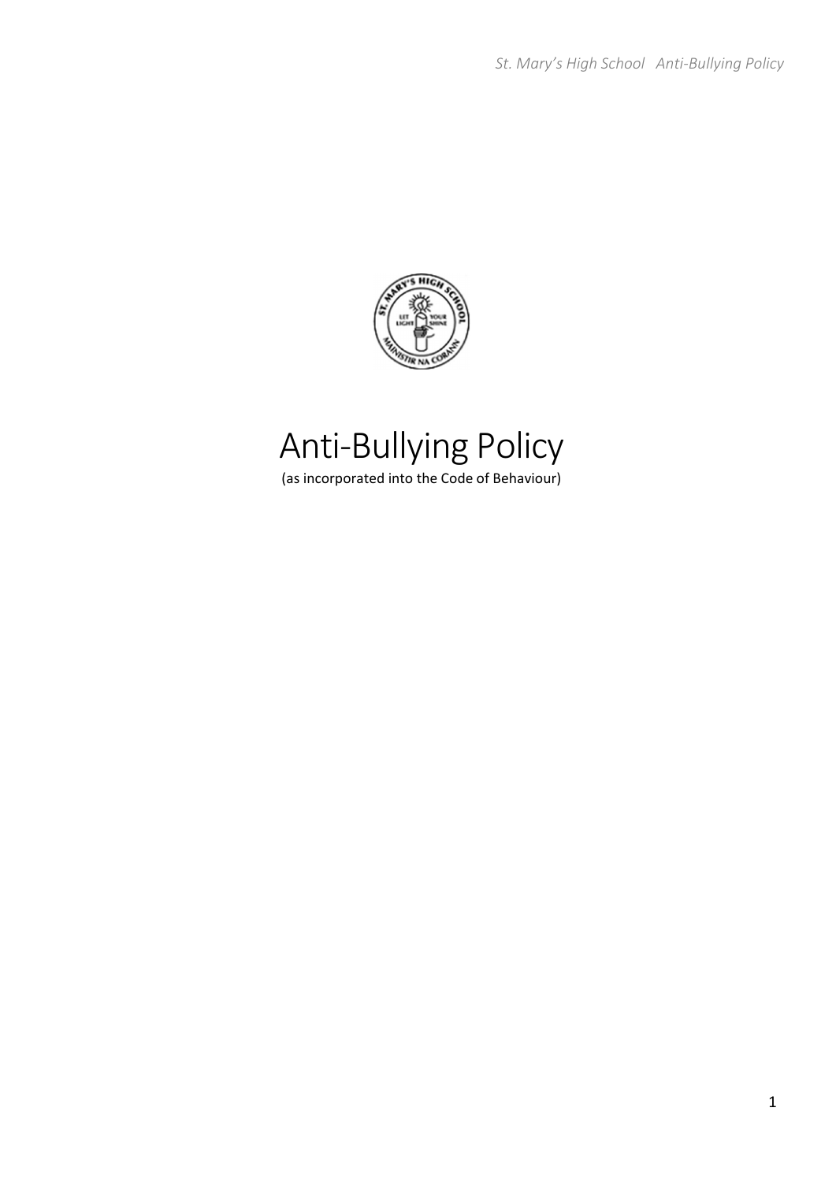# Anti-Bullying Policy

(as incorporated into the Code of Behaviour)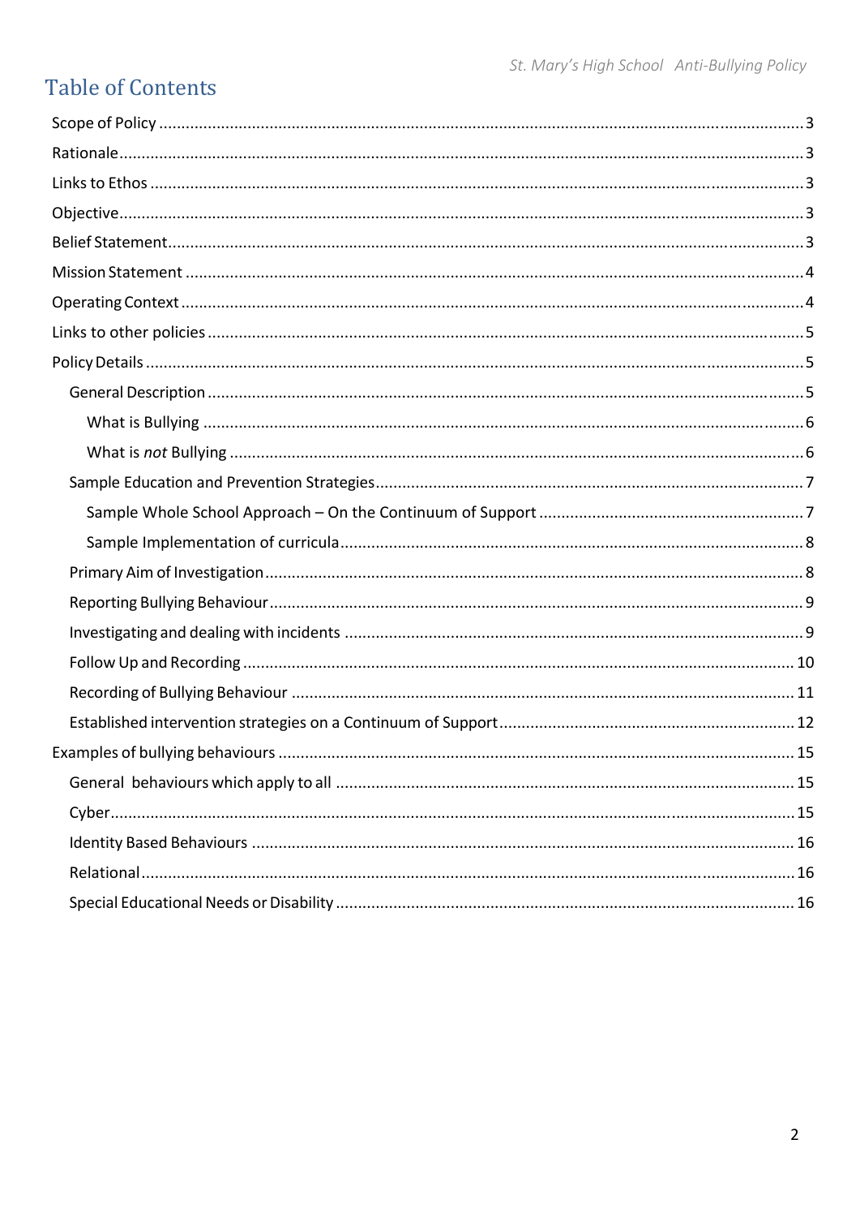# Table of Contents

Scope of Policy ........................................................................................................................................ 3

Rationale................................................................................................................................................. 3

Links to Ethos .......................................................................................................................................... 3

Objective................................................................................................................................................. 3

Belief Statement...................................................................................................................................... 3

Mission Statement .................................................................................................................................. 4

Operating Context ................................................................................................................................... 4

Links to other policies ............................................................................................................................. 5

Policy Details ........................................................................................................................................... 5

- General Description ............................................................................................................................ 5
  - What is Bullying ............................................................................................................................. 6
  - What is *not* Bullying ....................................................................................................................... 6
- Sample Education and Prevention Strategies....................................................................................... 7
  - Sample Whole School Approach – On the Continuum of Support .................................................. 7
  - Sample Implementation of curricula............................................................................................... 8
- Primary Aim of Investigation ............................................................................................................... 8
- Reporting Bullying Behaviour .............................................................................................................. 9
- Investigating and dealing with incidents ............................................................................................. 9
- Follow Up and Recording .................................................................................................................. 10
- Recording of Bullying Behaviour ....................................................................................................... 11
- Established intervention strategies on a Continuum of Support......................................................... 12

Examples of bullying behaviours ........................................................................................................... 15

- General behaviours which apply to all ............................................................................................. 15
- Cyber................................................................................................................................................ 15
- Identity Based Behaviours ................................................................................................................ 16
- Relational ......................................................................................................................................... 16
- Special Educational Needs or Disability ............................................................................................. 16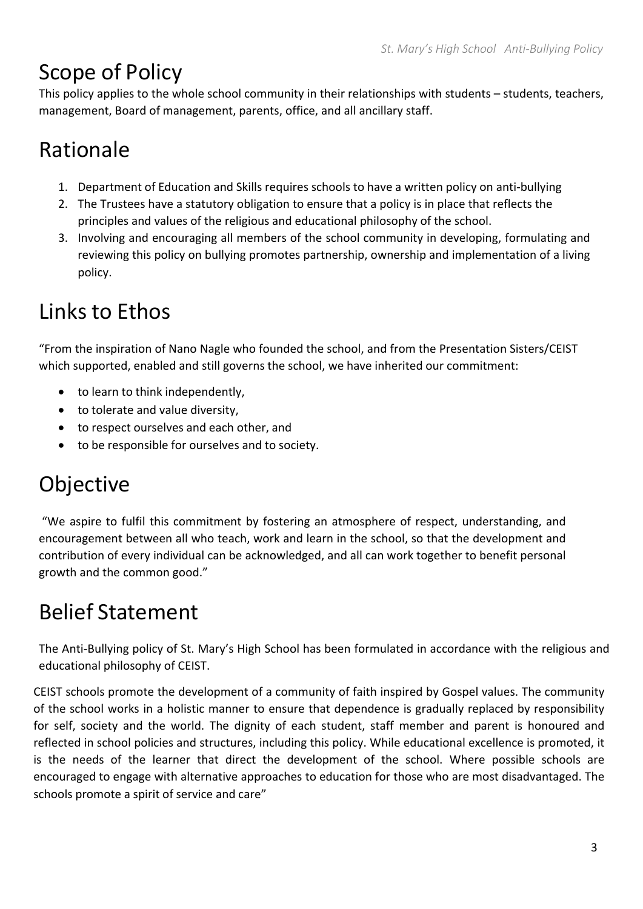# Scope of Policy

This policy applies to the whole school community in their relationships with students – students, teachers, management, Board of management, parents, office, and all ancillary staff.

# Rationale

1. Department of Education and Skills requires schools to have a written policy on anti-bullying
2. The Trustees have a statutory obligation to ensure that a policy is in place that reflects the principles and values of the religious and educational philosophy of the school.
3. Involving and encouraging all members of the school community in developing, formulating and reviewing this policy on bullying promotes partnership, ownership and implementation of a living policy.

# Links to Ethos

"From the inspiration of Nano Nagle who founded the school, and from the Presentation Sisters/CEIST which supported, enabled and still governs the school, we have inherited our commitment:

- to learn to think independently,
- to tolerate and value diversity,
- to respect ourselves and each other, and
- to be responsible for ourselves and to society.

# Objective

"We aspire to fulfil this commitment by fostering an atmosphere of respect, understanding, and encouragement between all who teach, work and learn in the school, so that the development and contribution of every individual can be acknowledged, and all can work together to benefit personal growth and the common good."

# Belief Statement

The Anti-Bullying policy of St. Mary's High School has been formulated in accordance with the religious and educational philosophy of CEIST.

CEIST schools promote the development of a community of faith inspired by Gospel values. The community of the school works in a holistic manner to ensure that dependence is gradually replaced by responsibility for self, society and the world. The dignity of each student, staff member and parent is honoured and reflected in school policies and structures, including this policy. While educational excellence is promoted, it is the needs of the learner that direct the development of the school. Where possible schools are encouraged to engage with alternative approaches to education for those who are most disadvantaged. The schools promote a spirit of service and care"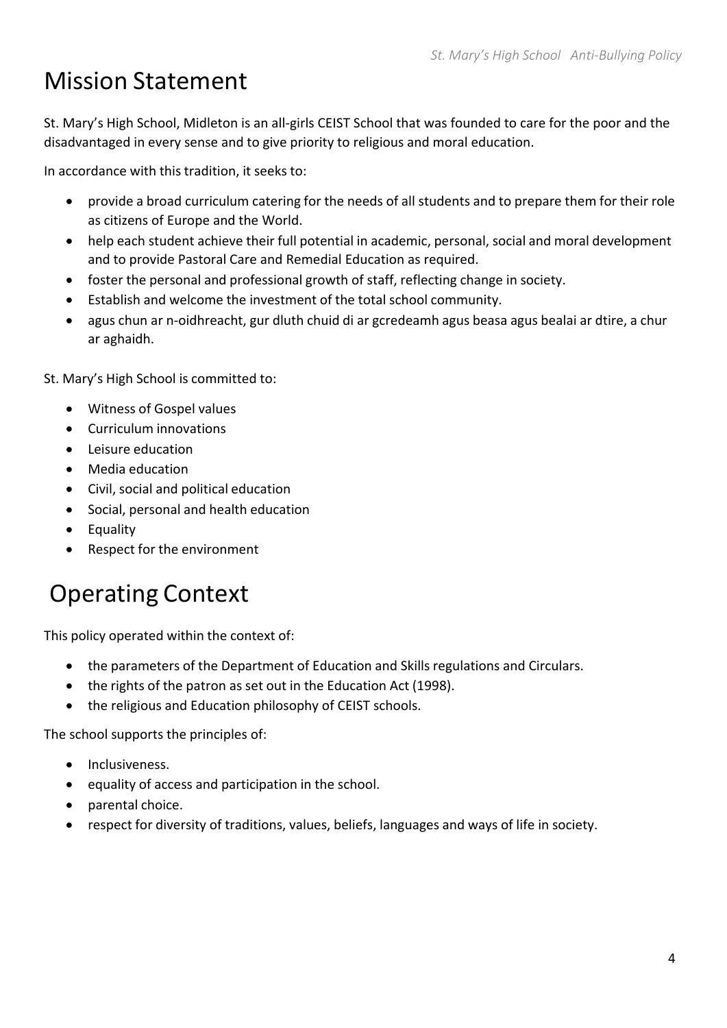# Mission Statement

St. Mary's High School, Midleton is an all-girls CEIST School that was founded to care for the poor and the disadvantaged in every sense and to give priority to religious and moral education.

In accordance with this tradition, it seeks to:

- provide a broad curriculum catering for the needs of all students and to prepare them for their role as citizens of Europe and the World.
- help each student achieve their full potential in academic, personal, social and moral development and to provide Pastoral Care and Remedial Education as required.
- foster the personal and professional growth of staff, reflecting change in society.
- Establish and welcome the investment of the total school community.
- agus chun ar n-oidhreacht, gur dluth chuid di ar gcredeamh agus beasa agus bealai ar dtire, a chur ar aghaidh.

St. Mary's High School is committed to:

- Witness of Gospel values
- Curriculum innovations
- Leisure education
- Media education
- Civil, social and political education
- Social, personal and health education
- Equality
- Respect for the environment

# Operating Context

This policy operated within the context of:

- the parameters of the Department of Education and Skills regulations and Circulars.
- the rights of the patron as set out in the Education Act (1998).
- the religious and Education philosophy of CEIST schools.

The school supports the principles of:

- Inclusiveness.
- equality of access and participation in the school.
- parental choice.
- respect for diversity of traditions, values, beliefs, languages and ways of life in society.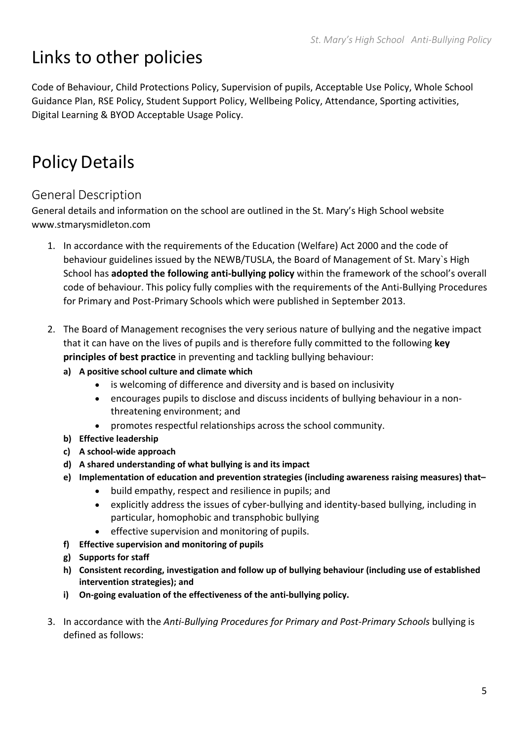# Links to other policies

Code of Behaviour, Child Protections Policy, Supervision of pupils, Acceptable Use Policy, Whole School Guidance Plan, RSE Policy, Student Support Policy, Wellbeing Policy, Attendance, Sporting activities, Digital Learning & BYOD Acceptable Usage Policy.

# Policy Details

## General Description

General details and information on the school are outlined in the St. Mary's High School website www.stmarysmidleton.com

1. In accordance with the requirements of the Education (Welfare) Act 2000 and the code of behaviour guidelines issued by the NEWB/TUSLA, the Board of Management of St. Mary`s High School has **adopted the following anti-bullying policy** within the framework of the school's overall code of behaviour. This policy fully complies with the requirements of the Anti-Bullying Procedures for Primary and Post-Primary Schools which were published in September 2013.

2. The Board of Management recognises the very serious nature of bullying and the negative impact that it can have on the lives of pupils and is therefore fully committed to the following **key principles of best practice** in preventing and tackling bullying behaviour:
   **a) A positive school culture and climate which**
      - is welcoming of difference and diversity and is based on inclusivity
      - encourages pupils to disclose and discuss incidents of bullying behaviour in a non-threatening environment; and
      - promotes respectful relationships across the school community.

   **b) Effective leadership**
   **c) A school-wide approach**
   **d) A shared understanding of what bullying is and its impact**
   **e) Implementation of education and prevention strategies (including awareness raising measures) that–**
      - build empathy, respect and resilience in pupils; and
      - explicitly address the issues of cyber-bullying and identity-based bullying, including in particular, homophobic and transphobic bullying
      - effective supervision and monitoring of pupils.

   **f) Effective supervision and monitoring of pupils**
   **g) Supports for staff**
   **h) Consistent recording, investigation and follow up of bullying behaviour (including use of established intervention strategies); and**
   **i) On-going evaluation of the effectiveness of the anti-bullying policy.**

3. In accordance with the *Anti-Bullying Procedures for Primary and Post-Primary Schools* bullying is defined as follows: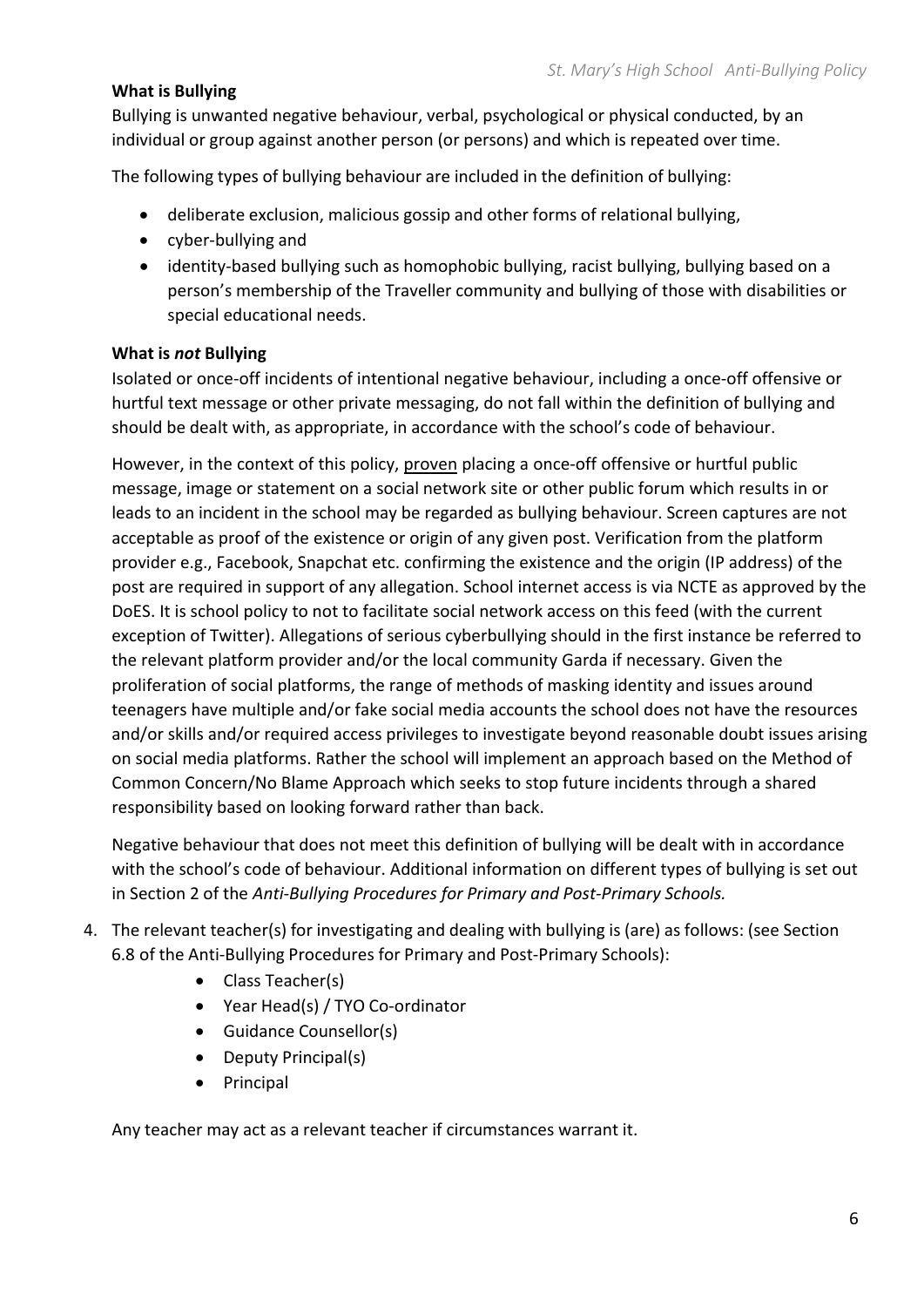**What is Bullying**

Bullying is unwanted negative behaviour, verbal, psychological or physical conducted, by an individual or group against another person (or persons) and which is repeated over time.

The following types of bullying behaviour are included in the definition of bullying:

- deliberate exclusion, malicious gossip and other forms of relational bullying,
- cyber-bullying and
- identity-based bullying such as homophobic bullying, racist bullying, bullying based on a person's membership of the Traveller community and bullying of those with disabilities or special educational needs.

**What is *not* Bullying**

Isolated or once-off incidents of intentional negative behaviour, including a once-off offensive or hurtful text message or other private messaging, do not fall within the definition of bullying and should be dealt with, as appropriate, in accordance with the school's code of behaviour.

However, in the context of this policy, <u>proven</u> placing a once-off offensive or hurtful public message, image or statement on a social network site or other public forum which results in or leads to an incident in the school may be regarded as bullying behaviour. Screen captures are not acceptable as proof of the existence or origin of any given post. Verification from the platform provider e.g., Facebook, Snapchat etc. confirming the existence and the origin (IP address) of the post are required in support of any allegation. School internet access is via NCTE as approved by the DoES. It is school policy to not to facilitate social network access on this feed (with the current exception of Twitter). Allegations of serious cyberbullying should in the first instance be referred to the relevant platform provider and/or the local community Garda if necessary. Given the proliferation of social platforms, the range of methods of masking identity and issues around teenagers have multiple and/or fake social media accounts the school does not have the resources and/or skills and/or required access privileges to investigate beyond reasonable doubt issues arising on social media platforms. Rather the school will implement an approach based on the Method of Common Concern/No Blame Approach which seeks to stop future incidents through a shared responsibility based on looking forward rather than back.

Negative behaviour that does not meet this definition of bullying will be dealt with in accordance with the school's code of behaviour. Additional information on different types of bullying is set out in Section 2 of the *Anti-Bullying Procedures for Primary and Post-Primary Schools.*

4. The relevant teacher(s) for investigating and dealing with bullying is (are) as follows: (see Section 6.8 of the Anti-Bullying Procedures for Primary and Post-Primary Schools):
    - Class Teacher(s)
    - Year Head(s) / TYO Co-ordinator
    - Guidance Counsellor(s)
    - Deputy Principal(s)
    - Principal

    Any teacher may act as a relevant teacher if circumstances warrant it.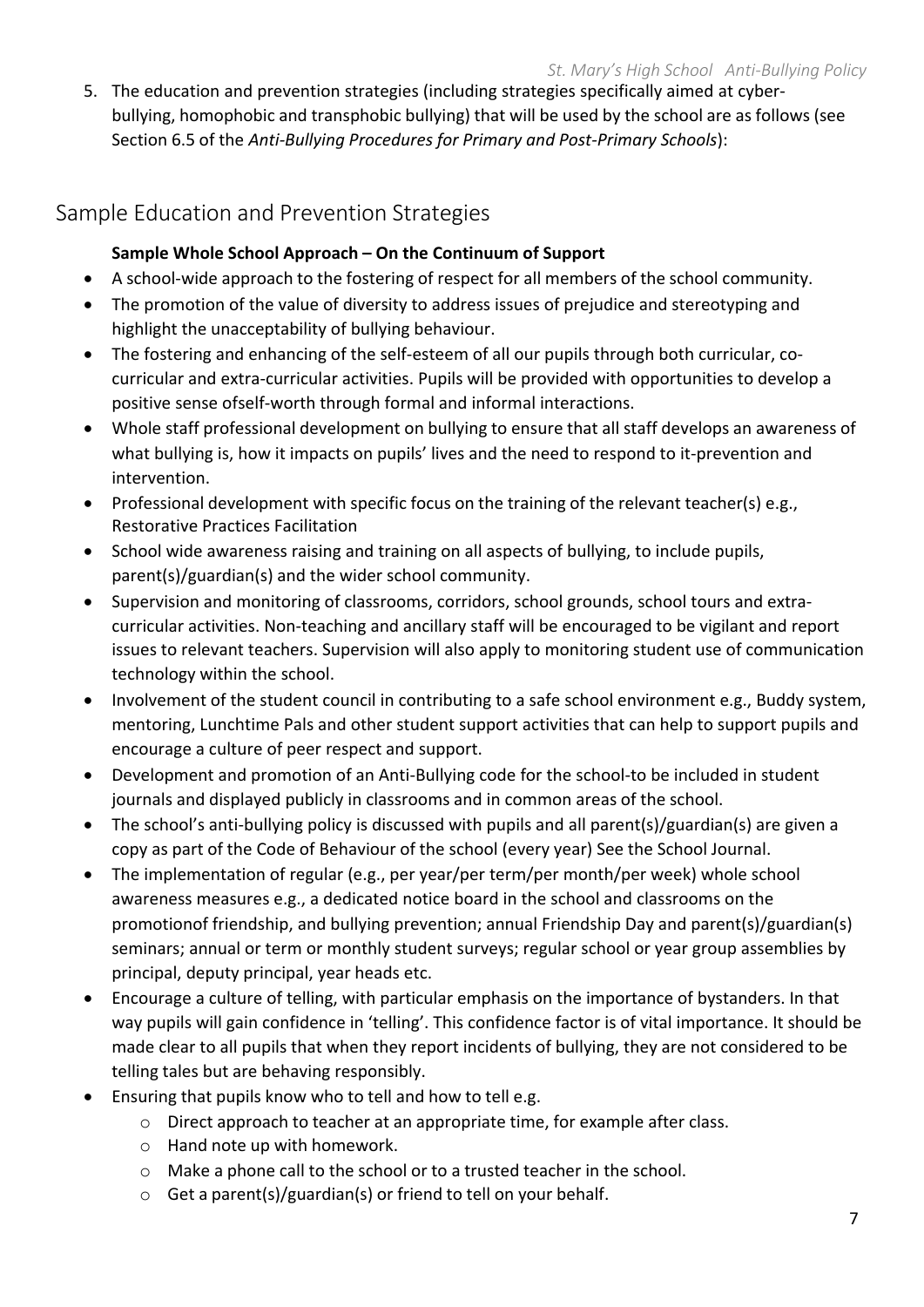5. The education and prevention strategies (including strategies specifically aimed at cyber-bullying, homophobic and transphobic bullying) that will be used by the school are as follows (see Section 6.5 of the *Anti-Bullying Procedures for Primary and Post-Primary Schools*):

## Sample Education and Prevention Strategies

**Sample Whole School Approach – On the Continuum of Support**

- A school-wide approach to the fostering of respect for all members of the school community.
- The promotion of the value of diversity to address issues of prejudice and stereotyping and highlight the unacceptability of bullying behaviour.
- The fostering and enhancing of the self-esteem of all our pupils through both curricular, co-curricular and extra-curricular activities. Pupils will be provided with opportunities to develop a positive sense ofself-worth through formal and informal interactions.
- Whole staff professional development on bullying to ensure that all staff develops an awareness of what bullying is, how it impacts on pupils' lives and the need to respond to it-prevention and intervention.
- Professional development with specific focus on the training of the relevant teacher(s) e.g., Restorative Practices Facilitation
- School wide awareness raising and training on all aspects of bullying, to include pupils, parent(s)/guardian(s) and the wider school community.
- Supervision and monitoring of classrooms, corridors, school grounds, school tours and extra-curricular activities. Non-teaching and ancillary staff will be encouraged to be vigilant and report issues to relevant teachers. Supervision will also apply to monitoring student use of communication technology within the school.
- Involvement of the student council in contributing to a safe school environment e.g., Buddy system, mentoring, Lunchtime Pals and other student support activities that can help to support pupils and encourage a culture of peer respect and support.
- Development and promotion of an Anti-Bullying code for the school-to be included in student journals and displayed publicly in classrooms and in common areas of the school.
- The school's anti-bullying policy is discussed with pupils and all parent(s)/guardian(s) are given a copy as part of the Code of Behaviour of the school (every year) See the School Journal.
- The implementation of regular (e.g., per year/per term/per month/per week) whole school awareness measures e.g., a dedicated notice board in the school and classrooms on the promotionof friendship, and bullying prevention; annual Friendship Day and parent(s)/guardian(s) seminars; annual or term or monthly student surveys; regular school or year group assemblies by principal, deputy principal, year heads etc.
- Encourage a culture of telling, with particular emphasis on the importance of bystanders. In that way pupils will gain confidence in 'telling'. This confidence factor is of vital importance. It should be made clear to all pupils that when they report incidents of bullying, they are not considered to be telling tales but are behaving responsibly.
- Ensuring that pupils know who to tell and how to tell e.g.
  - Direct approach to teacher at an appropriate time, for example after class.
  - Hand note up with homework.
  - Make a phone call to the school or to a trusted teacher in the school.
  - Get a parent(s)/guardian(s) or friend to tell on your behalf.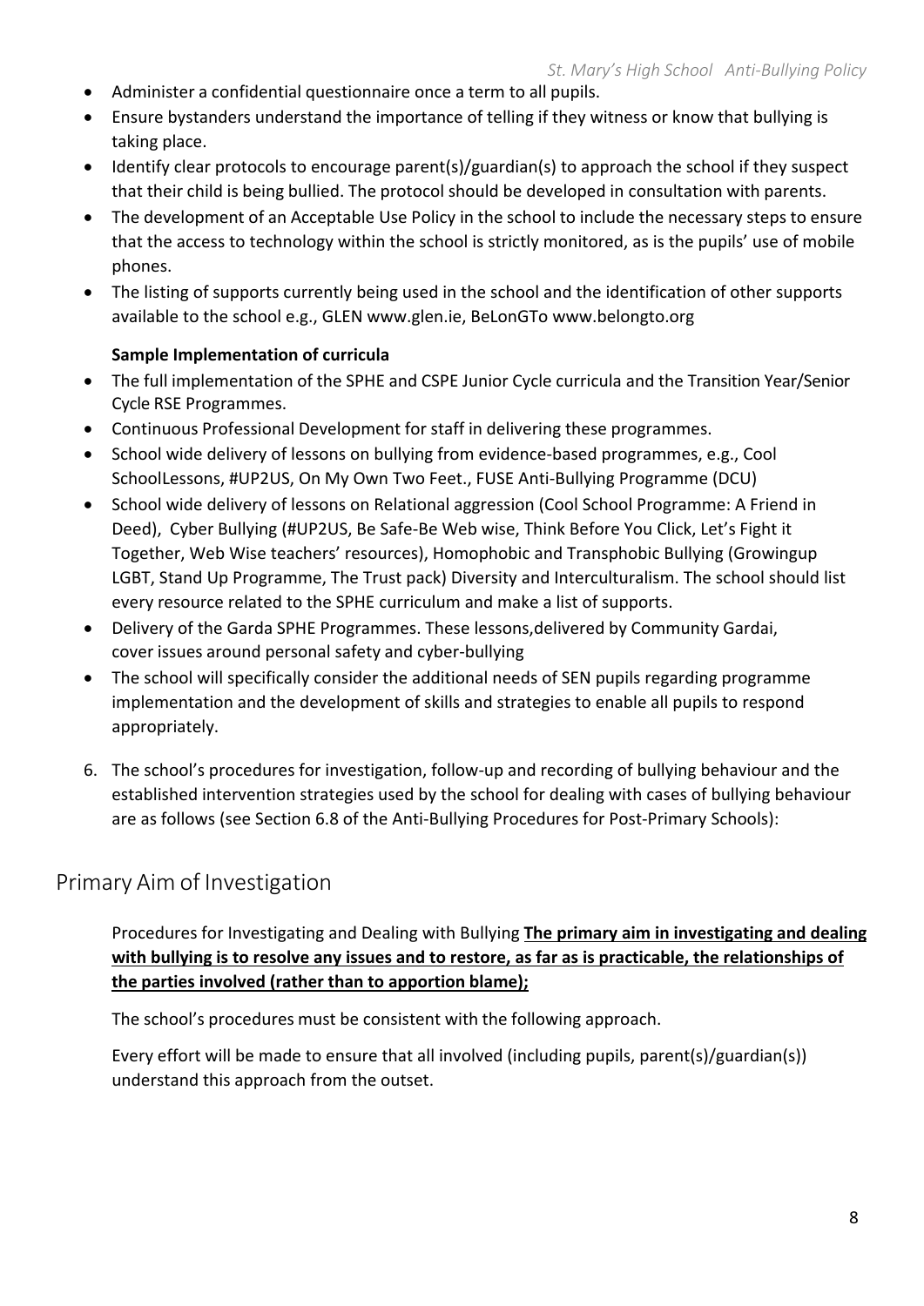- Administer a confidential questionnaire once a term to all pupils.
- Ensure bystanders understand the importance of telling if they witness or know that bullying is taking place.
- Identify clear protocols to encourage parent(s)/guardian(s) to approach the school if they suspect that their child is being bullied. The protocol should be developed in consultation with parents.
- The development of an Acceptable Use Policy in the school to include the necessary steps to ensure that the access to technology within the school is strictly monitored, as is the pupils' use of mobile phones.
- The listing of supports currently being used in the school and the identification of other supports available to the school e.g., GLEN www.glen.ie, BeLonGTo www.belongto.org

**Sample Implementation of curricula**

- The full implementation of the SPHE and CSPE Junior Cycle curricula and the Transition Year/Senior Cycle RSE Programmes.
- Continuous Professional Development for staff in delivering these programmes.
- School wide delivery of lessons on bullying from evidence-based programmes, e.g., Cool SchoolLessons, #UP2US, On My Own Two Feet., FUSE Anti-Bullying Programme (DCU)
- School wide delivery of lessons on Relational aggression (Cool School Programme: A Friend in Deed), Cyber Bullying (#UP2US, Be Safe-Be Web wise, Think Before You Click, Let's Fight it Together, Web Wise teachers' resources), Homophobic and Transphobic Bullying (Growingup LGBT, Stand Up Programme, The Trust pack) Diversity and Interculturalism. The school should list every resource related to the SPHE curriculum and make a list of supports.
- Delivery of the Garda SPHE Programmes. These lessons,delivered by Community Gardai, cover issues around personal safety and cyber-bullying
- The school will specifically consider the additional needs of SEN pupils regarding programme implementation and the development of skills and strategies to enable all pupils to respond appropriately.

6. The school's procedures for investigation, follow-up and recording of bullying behaviour and the established intervention strategies used by the school for dealing with cases of bullying behaviour are as follows (see Section 6.8 of the Anti-Bullying Procedures for Post-Primary Schools):

## Primary Aim of Investigation

Procedures for Investigating and Dealing with Bullying **The primary aim in investigating and dealing with bullying is to resolve any issues and to restore, as far as is practicable, the relationships of the parties involved (rather than to apportion blame);**

The school's procedures must be consistent with the following approach.

Every effort will be made to ensure that all involved (including pupils, parent(s)/guardian(s)) understand this approach from the outset.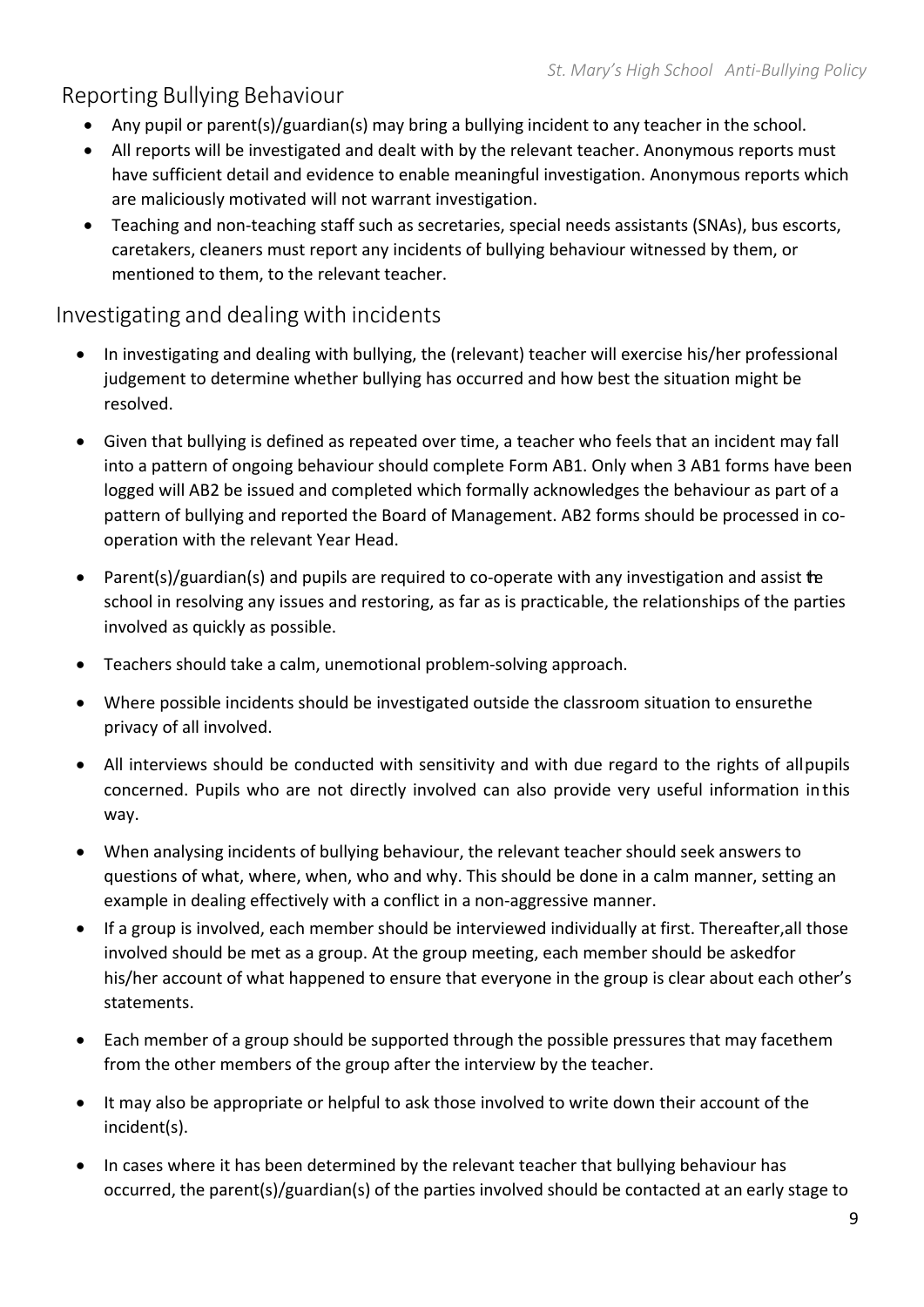## Reporting Bullying Behaviour

- Any pupil or parent(s)/guardian(s) may bring a bullying incident to any teacher in the school.
- All reports will be investigated and dealt with by the relevant teacher. Anonymous reports must have sufficient detail and evidence to enable meaningful investigation. Anonymous reports which are maliciously motivated will not warrant investigation.
- Teaching and non-teaching staff such as secretaries, special needs assistants (SNAs), bus escorts, caretakers, cleaners must report any incidents of bullying behaviour witnessed by them, or mentioned to them, to the relevant teacher.

## Investigating and dealing with incidents

- In investigating and dealing with bullying, the (relevant) teacher will exercise his/her professional judgement to determine whether bullying has occurred and how best the situation might be resolved.
- Given that bullying is defined as repeated over time, a teacher who feels that an incident may fall into a pattern of ongoing behaviour should complete Form AB1. Only when 3 AB1 forms have been logged will AB2 be issued and completed which formally acknowledges the behaviour as part of a pattern of bullying and reported the Board of Management. AB2 forms should be processed in co-operation with the relevant Year Head.
- Parent(s)/guardian(s) and pupils are required to co-operate with any investigation and assist the school in resolving any issues and restoring, as far as is practicable, the relationships of the parties involved as quickly as possible.
- Teachers should take a calm, unemotional problem-solving approach.
- Where possible incidents should be investigated outside the classroom situation to ensurethe privacy of all involved.
- All interviews should be conducted with sensitivity and with due regard to the rights of allpupils concerned. Pupils who are not directly involved can also provide very useful information inthis way.
- When analysing incidents of bullying behaviour, the relevant teacher should seek answers to questions of what, where, when, who and why. This should be done in a calm manner, setting an example in dealing effectively with a conflict in a non-aggressive manner.
- If a group is involved, each member should be interviewed individually at first. Thereafter,all those involved should be met as a group. At the group meeting, each member should be askedfor his/her account of what happened to ensure that everyone in the group is clear about each other's statements.
- Each member of a group should be supported through the possible pressures that may facethem from the other members of the group after the interview by the teacher.
- It may also be appropriate or helpful to ask those involved to write down their account of the incident(s).
- In cases where it has been determined by the relevant teacher that bullying behaviour has occurred, the parent(s)/guardian(s) of the parties involved should be contacted at an early stage to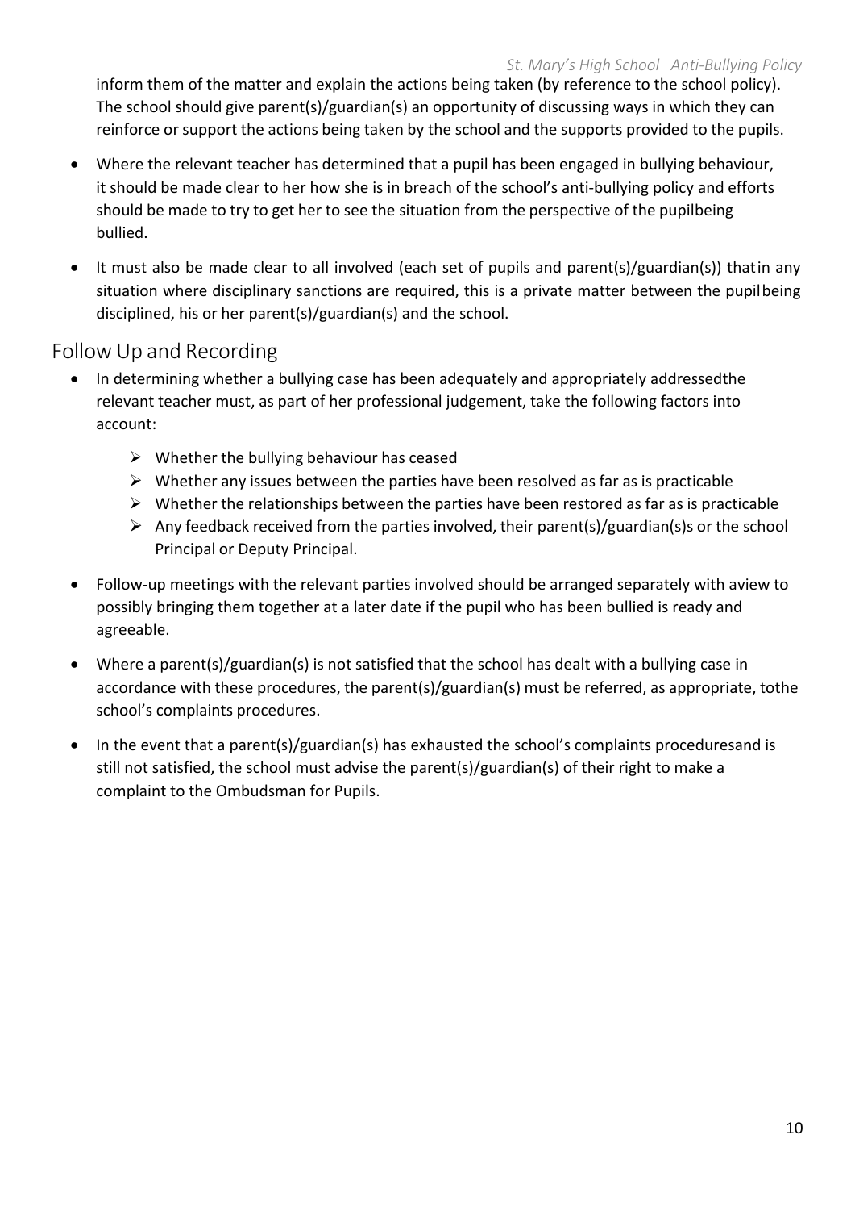inform them of the matter and explain the actions being taken (by reference to the school policy). The school should give parent(s)/guardian(s) an opportunity of discussing ways in which they can reinforce or support the actions being taken by the school and the supports provided to the pupils.

- Where the relevant teacher has determined that a pupil has been engaged in bullying behaviour, it should be made clear to her how she is in breach of the school's anti-bullying policy and efforts should be made to try to get her to see the situation from the perspective of the pupilbeing bullied.
- It must also be made clear to all involved (each set of pupils and parent(s)/guardian(s)) thatin any situation where disciplinary sanctions are required, this is a private matter between the pupilbeing disciplined, his or her parent(s)/guardian(s) and the school.

## Follow Up and Recording

- In determining whether a bullying case has been adequately and appropriately addressedthe relevant teacher must, as part of her professional judgement, take the following factors into account:
  - Whether the bullying behaviour has ceased
  - Whether any issues between the parties have been resolved as far as is practicable
  - Whether the relationships between the parties have been restored as far as is practicable
  - Any feedback received from the parties involved, their parent(s)/guardian(s)s or the school Principal or Deputy Principal.
- Follow-up meetings with the relevant parties involved should be arranged separately with aview to possibly bringing them together at a later date if the pupil who has been bullied is ready and agreeable.
- Where a parent(s)/guardian(s) is not satisfied that the school has dealt with a bullying case in accordance with these procedures, the parent(s)/guardian(s) must be referred, as appropriate, tothe school's complaints procedures.
- In the event that a parent(s)/guardian(s) has exhausted the school's complaints proceduresand is still not satisfied, the school must advise the parent(s)/guardian(s) of their right to make a complaint to the Ombudsman for Pupils.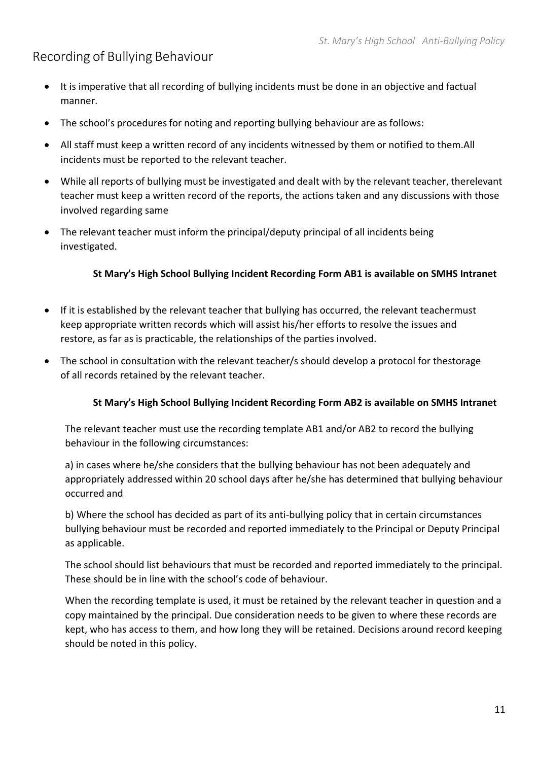## Recording of Bullying Behaviour

- It is imperative that all recording of bullying incidents must be done in an objective and factual manner.
- The school's procedures for noting and reporting bullying behaviour are as follows:
- All staff must keep a written record of any incidents witnessed by them or notified to them.All incidents must be reported to the relevant teacher.
- While all reports of bullying must be investigated and dealt with by the relevant teacher, therelevant teacher must keep a written record of the reports, the actions taken and any discussions with those involved regarding same
- The relevant teacher must inform the principal/deputy principal of all incidents being investigated.

**St Mary's High School Bullying Incident Recording Form AB1 is available on SMHS Intranet**

- If it is established by the relevant teacher that bullying has occurred, the relevant teachermust keep appropriate written records which will assist his/her efforts to resolve the issues and restore, as far as is practicable, the relationships of the parties involved.
- The school in consultation with the relevant teacher/s should develop a protocol for thestorage of all records retained by the relevant teacher.

**St Mary's High School Bullying Incident Recording Form AB2 is available on SMHS Intranet**

The relevant teacher must use the recording template AB1 and/or AB2 to record the bullying behaviour in the following circumstances:

a) in cases where he/she considers that the bullying behaviour has not been adequately and appropriately addressed within 20 school days after he/she has determined that bullying behaviour occurred and

b) Where the school has decided as part of its anti-bullying policy that in certain circumstances bullying behaviour must be recorded and reported immediately to the Principal or Deputy Principal as applicable.

The school should list behaviours that must be recorded and reported immediately to the principal. These should be in line with the school's code of behaviour.

When the recording template is used, it must be retained by the relevant teacher in question and a copy maintained by the principal. Due consideration needs to be given to where these records are kept, who has access to them, and how long they will be retained. Decisions around record keeping should be noted in this policy.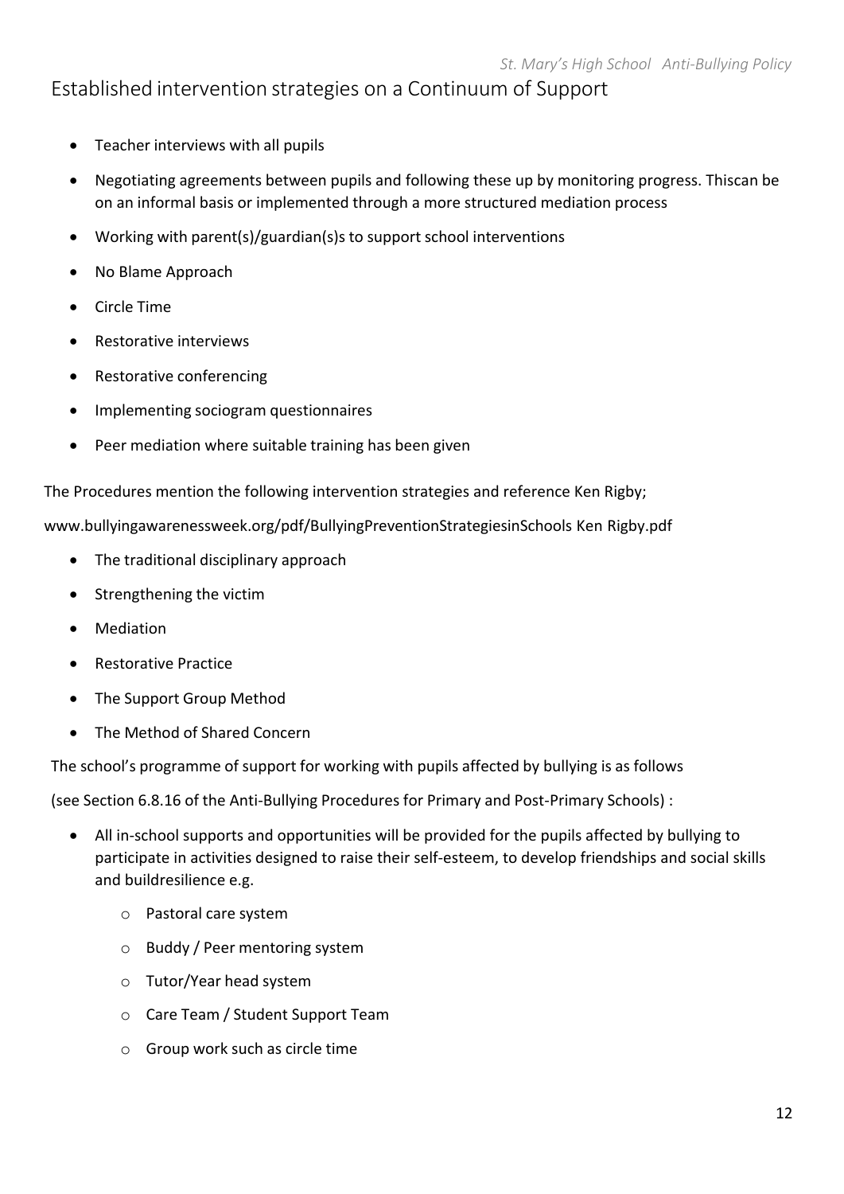## Established intervention strategies on a Continuum of Support

- Teacher interviews with all pupils
- Negotiating agreements between pupils and following these up by monitoring progress. Thiscan be on an informal basis or implemented through a more structured mediation process
- Working with parent(s)/guardian(s)s to support school interventions
- No Blame Approach
- Circle Time
- Restorative interviews
- Restorative conferencing
- Implementing sociogram questionnaires
- Peer mediation where suitable training has been given

The Procedures mention the following intervention strategies and reference Ken Rigby;

www.bullyingawarenessweek.org/pdf/BullyingPreventionStrategiesinSchools Ken Rigby.pdf

- The traditional disciplinary approach
- Strengthening the victim
- Mediation
- Restorative Practice
- The Support Group Method
- The Method of Shared Concern

The school's programme of support for working with pupils affected by bullying is as follows

(see Section 6.8.16 of the Anti-Bullying Procedures for Primary and Post-Primary Schools) :

- All in-school supports and opportunities will be provided for the pupils affected by bullying to participate in activities designed to raise their self-esteem, to develop friendships and social skills and buildresilience e.g.
    - Pastoral care system
    - Buddy / Peer mentoring system
    - Tutor/Year head system
    - Care Team / Student Support Team
    - Group work such as circle time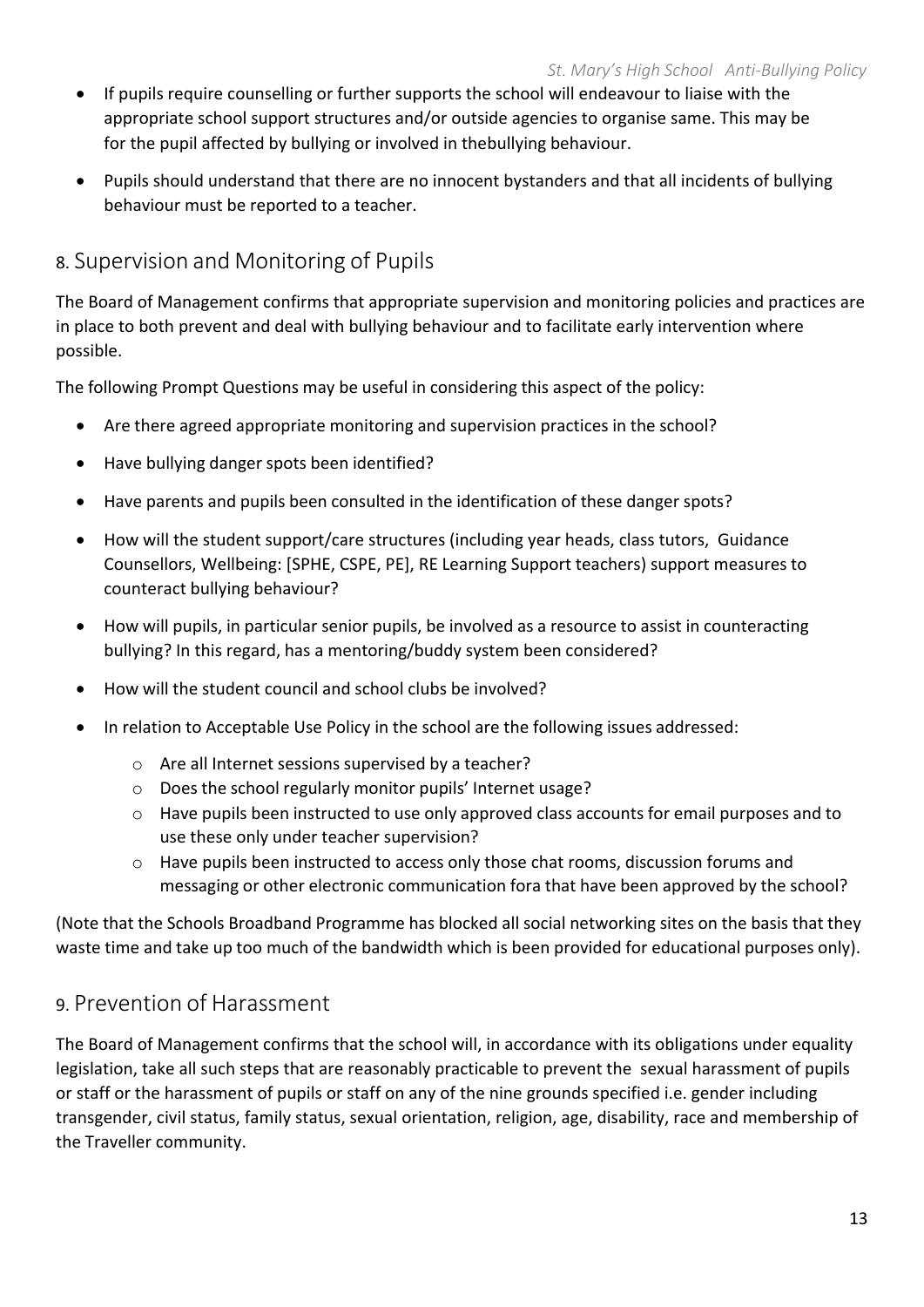- If pupils require counselling or further supports the school will endeavour to liaise with the appropriate school support structures and/or outside agencies to organise same. This may be for the pupil affected by bullying or involved in thebullying behaviour.
- Pupils should understand that there are no innocent bystanders and that all incidents of bullying behaviour must be reported to a teacher.

## 8. Supervision and Monitoring of Pupils

The Board of Management confirms that appropriate supervision and monitoring policies and practices are in place to both prevent and deal with bullying behaviour and to facilitate early intervention where possible.

The following Prompt Questions may be useful in considering this aspect of the policy:

- Are there agreed appropriate monitoring and supervision practices in the school?
- Have bullying danger spots been identified?
- Have parents and pupils been consulted in the identification of these danger spots?
- How will the student support/care structures (including year heads, class tutors, Guidance Counsellors, Wellbeing: [SPHE, CSPE, PE], RE Learning Support teachers) support measures to counteract bullying behaviour?
- How will pupils, in particular senior pupils, be involved as a resource to assist in counteracting bullying? In this regard, has a mentoring/buddy system been considered?
- How will the student council and school clubs be involved?
- In relation to Acceptable Use Policy in the school are the following issues addressed:
  - Are all Internet sessions supervised by a teacher?
  - Does the school regularly monitor pupils' Internet usage?
  - Have pupils been instructed to use only approved class accounts for email purposes and to use these only under teacher supervision?
  - Have pupils been instructed to access only those chat rooms, discussion forums and messaging or other electronic communication fora that have been approved by the school?

(Note that the Schools Broadband Programme has blocked all social networking sites on the basis that they waste time and take up too much of the bandwidth which is been provided for educational purposes only).

## 9. Prevention of Harassment

The Board of Management confirms that the school will, in accordance with its obligations under equality legislation, take all such steps that are reasonably practicable to prevent the sexual harassment of pupils or staff or the harassment of pupils or staff on any of the nine grounds specified i.e. gender including transgender, civil status, family status, sexual orientation, religion, age, disability, race and membership of the Traveller community.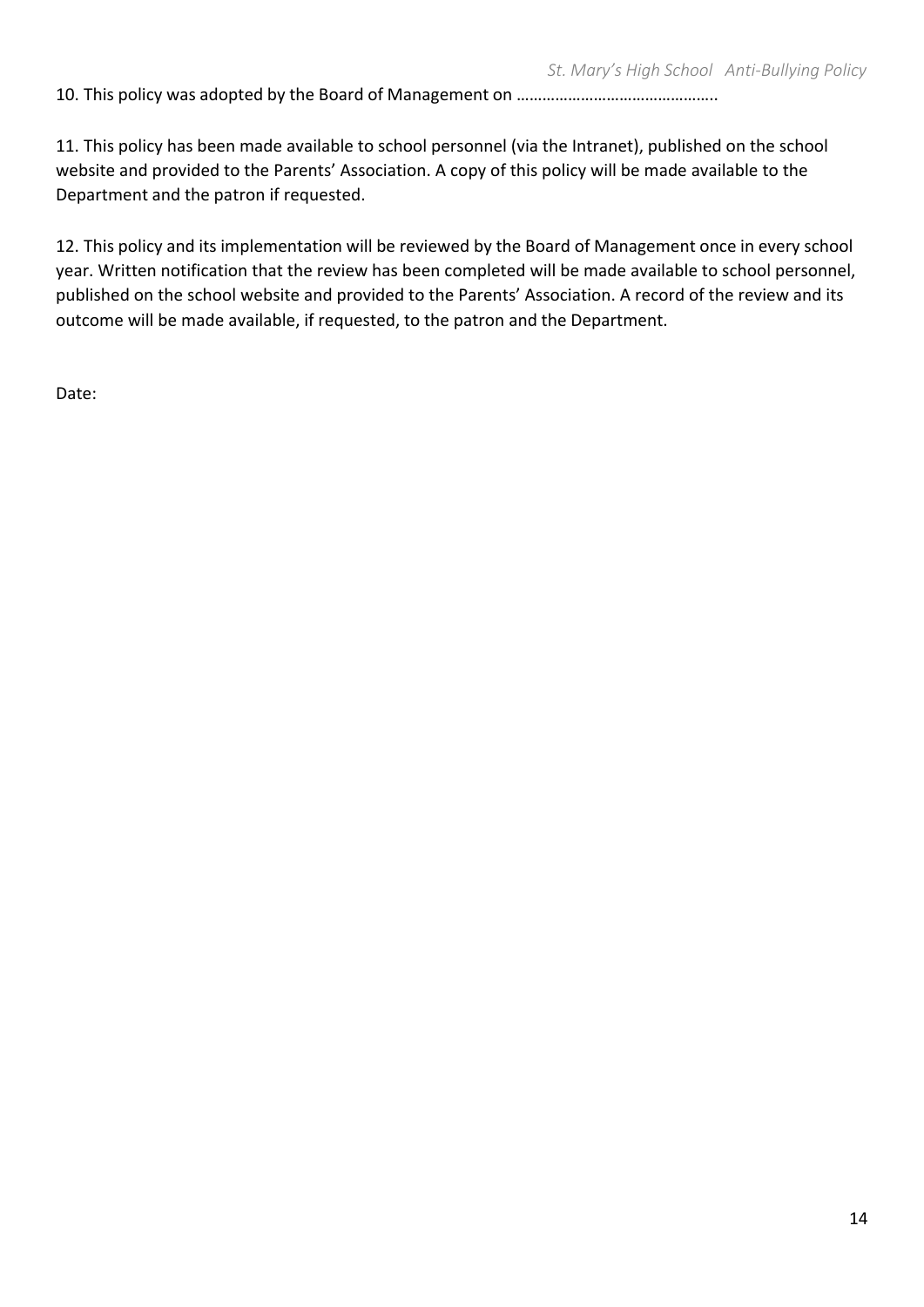10. This policy was adopted by the Board of Management on ………………………………………..

11. This policy has been made available to school personnel (via the Intranet), published on the school website and provided to the Parents' Association. A copy of this policy will be made available to the Department and the patron if requested.

12. This policy and its implementation will be reviewed by the Board of Management once in every school year. Written notification that the review has been completed will be made available to school personnel, published on the school website and provided to the Parents' Association. A record of the review and its outcome will be made available, if requested, to the patron and the Department.

Date: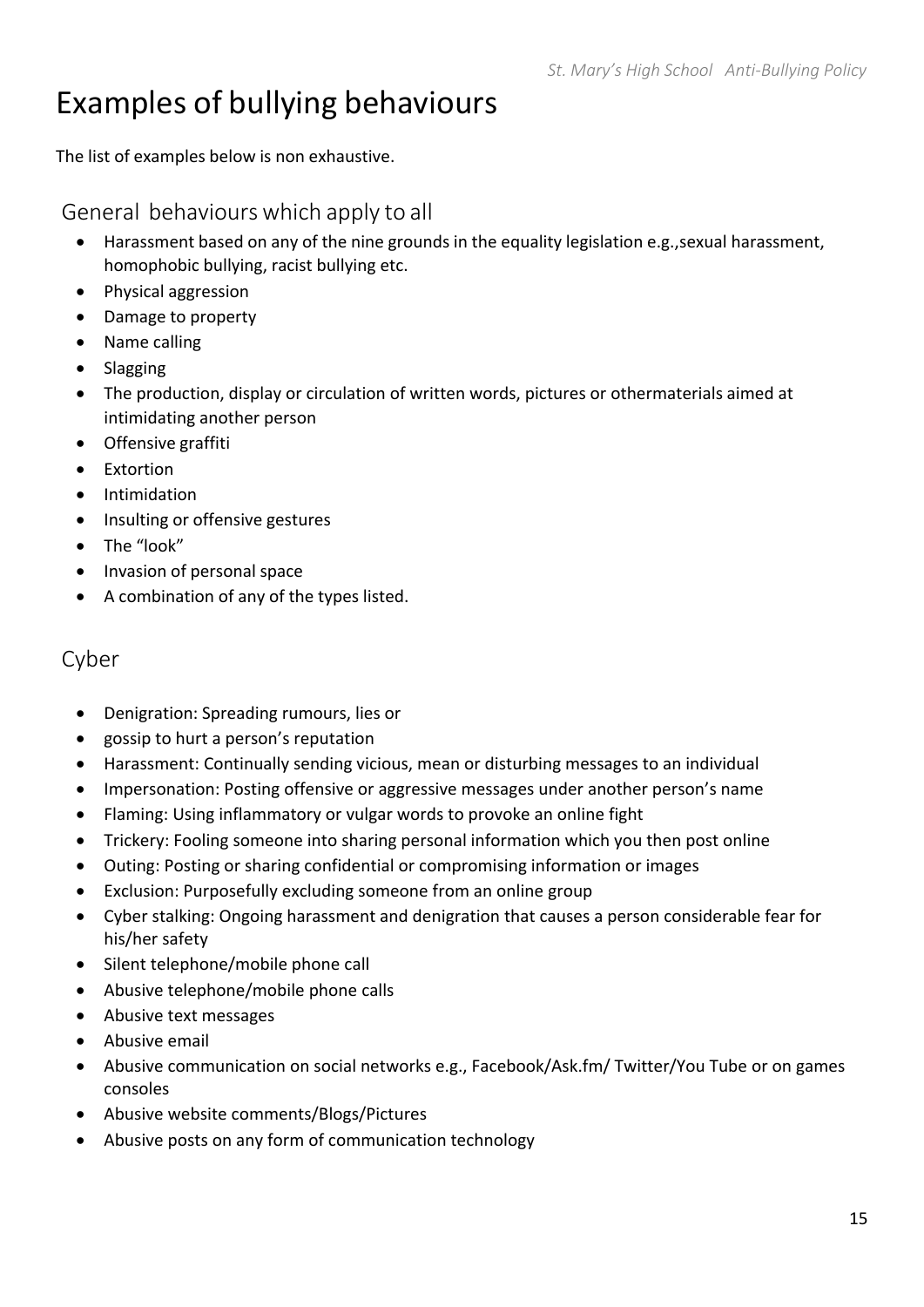# Examples of bullying behaviours

The list of examples below is non exhaustive.

## General behaviours which apply to all

- Harassment based on any of the nine grounds in the equality legislation e.g.,sexual harassment, homophobic bullying, racist bullying etc.
- Physical aggression
- Damage to property
- Name calling
- Slagging
- The production, display or circulation of written words, pictures or othermaterials aimed at intimidating another person
- Offensive graffiti
- Extortion
- Intimidation
- Insulting or offensive gestures
- The "look"
- Invasion of personal space
- A combination of any of the types listed.

## Cyber

- Denigration: Spreading rumours, lies or
- gossip to hurt a person's reputation
- Harassment: Continually sending vicious, mean or disturbing messages to an individual
- Impersonation: Posting offensive or aggressive messages under another person's name
- Flaming: Using inflammatory or vulgar words to provoke an online fight
- Trickery: Fooling someone into sharing personal information which you then post online
- Outing: Posting or sharing confidential or compromising information or images
- Exclusion: Purposefully excluding someone from an online group
- Cyber stalking: Ongoing harassment and denigration that causes a person considerable fear for his/her safety
- Silent telephone/mobile phone call
- Abusive telephone/mobile phone calls
- Abusive text messages
- Abusive email
- Abusive communication on social networks e.g., Facebook/Ask.fm/ Twitter/You Tube or on games consoles
- Abusive website comments/Blogs/Pictures
- Abusive posts on any form of communication technology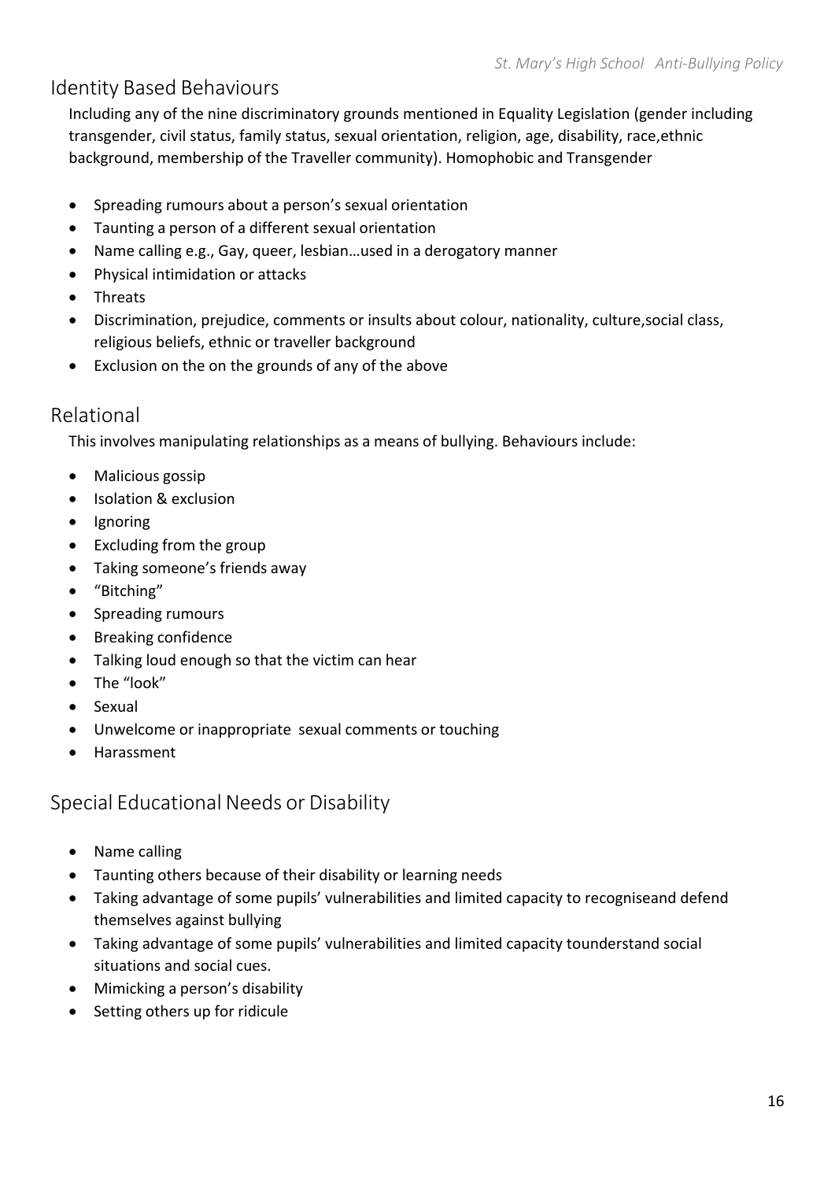## Identity Based Behaviours

Including any of the nine discriminatory grounds mentioned in Equality Legislation (gender including transgender, civil status, family status, sexual orientation, religion, age, disability, race,ethnic background, membership of the Traveller community). Homophobic and Transgender

- Spreading rumours about a person's sexual orientation
- Taunting a person of a different sexual orientation
- Name calling e.g., Gay, queer, lesbian…used in a derogatory manner
- Physical intimidation or attacks
- Threats
- Discrimination, prejudice, comments or insults about colour, nationality, culture,social class, religious beliefs, ethnic or traveller background
- Exclusion on the on the grounds of any of the above

## Relational

This involves manipulating relationships as a means of bullying. Behaviours include:

- Malicious gossip
- Isolation & exclusion
- Ignoring
- Excluding from the group
- Taking someone's friends away
- "Bitching"
- Spreading rumours
- Breaking confidence
- Talking loud enough so that the victim can hear
- The "look"
- Sexual
- Unwelcome or inappropriate sexual comments or touching
- Harassment

## Special Educational Needs or Disability

- Name calling
- Taunting others because of their disability or learning needs
- Taking advantage of some pupils' vulnerabilities and limited capacity to recogniseand defend themselves against bullying
- Taking advantage of some pupils' vulnerabilities and limited capacity tounderstand social situations and social cues.
- Mimicking a person's disability
- Setting others up for ridicule